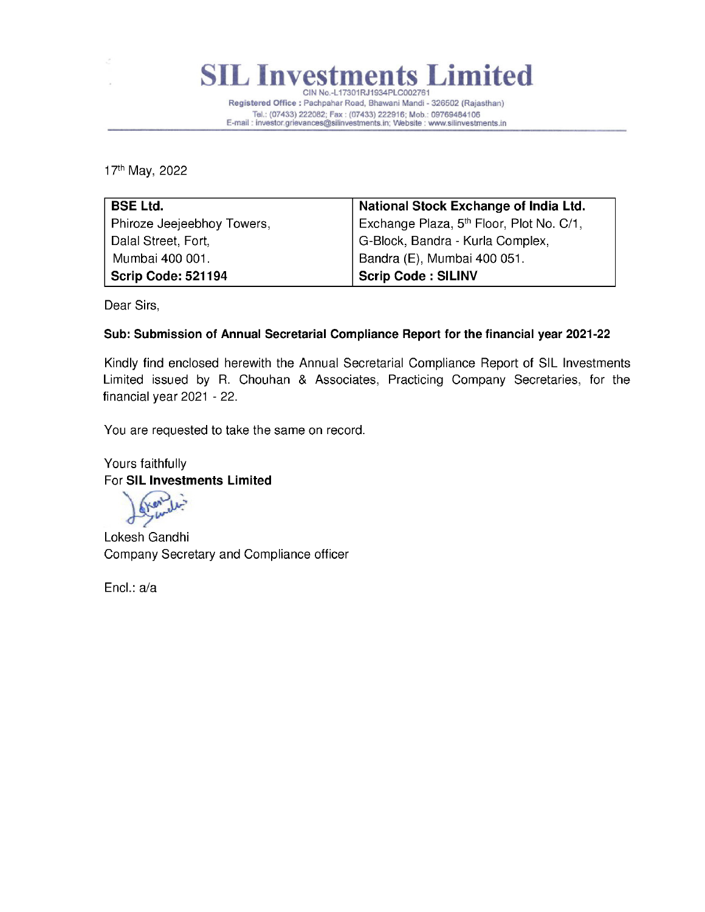# SIL Investments Limited

CIN No.-L17301RJ1934PLC002761
**Registered Office :** Pachpahar Road, Bhawani Mandi - 326502 (Rajasthan)
Tel.: (07433) 222082; Fax : (07433) 222916; Mob.: 09769484106
E-mail : investor.grievances@silinvestments.in; Website : www.silinvestments.in

17th May, 2022

| **BSE Ltd.** | **National Stock Exchange of India Ltd.** |
|---|---|
| Phiroze Jeejeebhoy Towers, | Exchange Plaza, 5th Floor, Plot No. C/1, |
| Dalal Street, Fort, | G-Block, Bandra - Kurla Complex, |
| Mumbai 400 001. | Bandra (E), Mumbai 400 051. |
| **Scrip Code: 521194** | **Scrip Code : SILINV** |

Dear Sirs,

**Sub: Submission of Annual Secretarial Compliance Report for the financial year 2021-22**

Kindly find enclosed herewith the Annual Secretarial Compliance Report of SIL Investments Limited issued by R. Chouhan & Associates, Practicing Company Secretaries, for the financial year 2021 - 22.

You are requested to take the same on record.

Yours faithfully
For **SIL Investments Limited**

Lokesh Gandhi
Company Secretary and Compliance officer

Encl.: a/a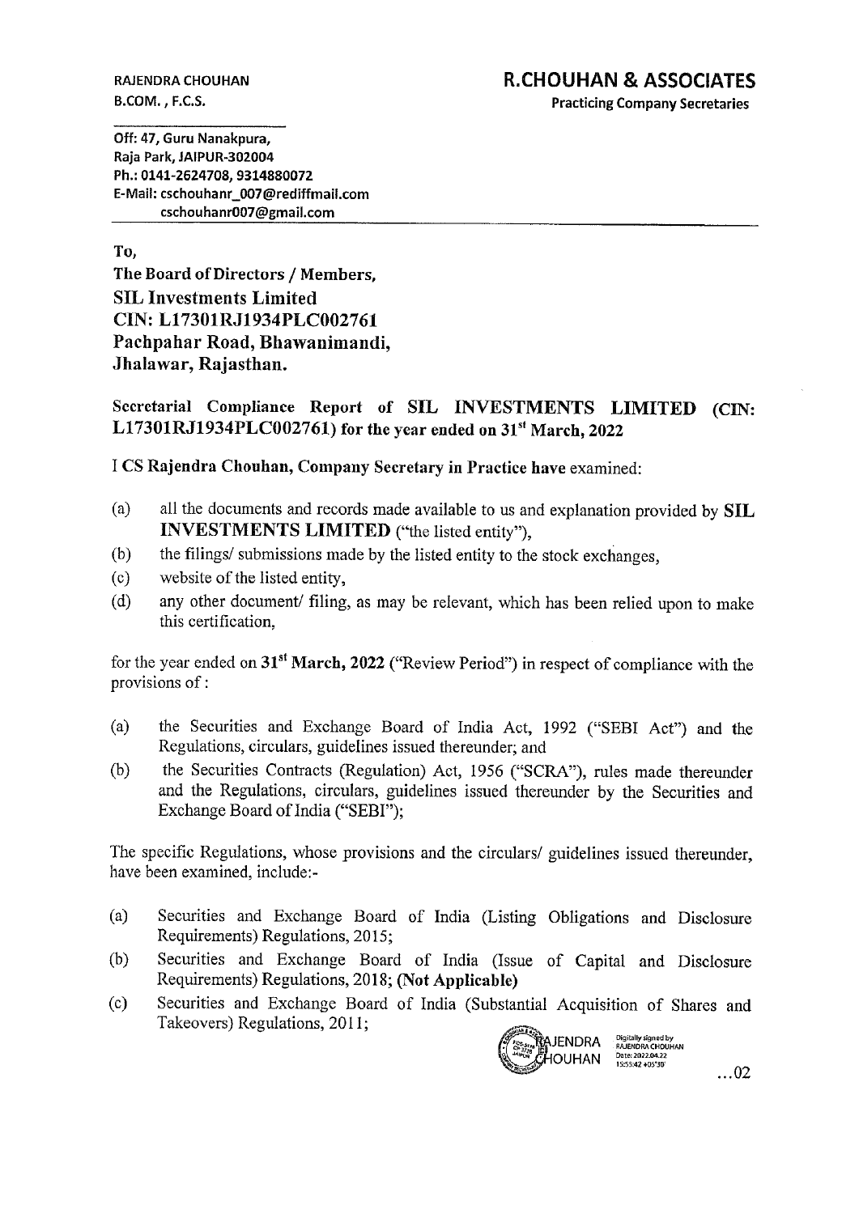RAJENDRA CHOUHAN
B.COM., F.C.S.

**R.CHOUHAN & ASSOCIATES**
Practicing Company Secretaries

Off: 47, Guru Nanakpura,
Raja Park, JAIPUR-302004
Ph.: 0141-2624708, 9314880072
E-Mail: cschouhanr_007@rediffmail.com
cschouhanr007@gmail.com

To,

**The Board of Directors / Members,**
**SIL Investments Limited**
**CIN: L17301RJ1934PLC002761**
**Pachpahar Road, Bhawanimandi,**
**Jhalawar, Rajasthan.**

**Secretarial Compliance Report of SIL INVESTMENTS LIMITED (CIN: L17301RJ1934PLC002761) for the year ended on 31st March, 2022**

I **CS Rajendra Chouhan, Company Secretary in Practice have** examined:

(a) all the documents and records made available to us and explanation provided by **SIL INVESTMENTS LIMITED** ("the listed entity"),
(b) the filings/ submissions made by the listed entity to the stock exchanges,
(c) website of the listed entity,
(d) any other document/ filing, as may be relevant, which has been relied upon to make this certification,

for the year ended on **31st March, 2022** ("Review Period") in respect of compliance with the provisions of :

(a) the Securities and Exchange Board of India Act, 1992 ("SEBI Act") and the Regulations, circulars, guidelines issued thereunder; and
(b) the Securities Contracts (Regulation) Act, 1956 ("SCRA"), rules made thereunder and the Regulations, circulars, guidelines issued thereunder by the Securities and Exchange Board of India ("SEBI");

The specific Regulations, whose provisions and the circulars/ guidelines issued thereunder, have been examined, include:-

(a) Securities and Exchange Board of India (Listing Obligations and Disclosure Requirements) Regulations, 2015;
(b) Securities and Exchange Board of India (Issue of Capital and Disclosure Requirements) Regulations, 2018; **(Not Applicable)**
(c) Securities and Exchange Board of India (Substantial Acquisition of Shares and Takeovers) Regulations, 2011;

RAJENDRA CHOUHAN Digitally signed by RAJENDRA CHOUHAN Date: 2022.04.22 15:55:42 +05'30'

...02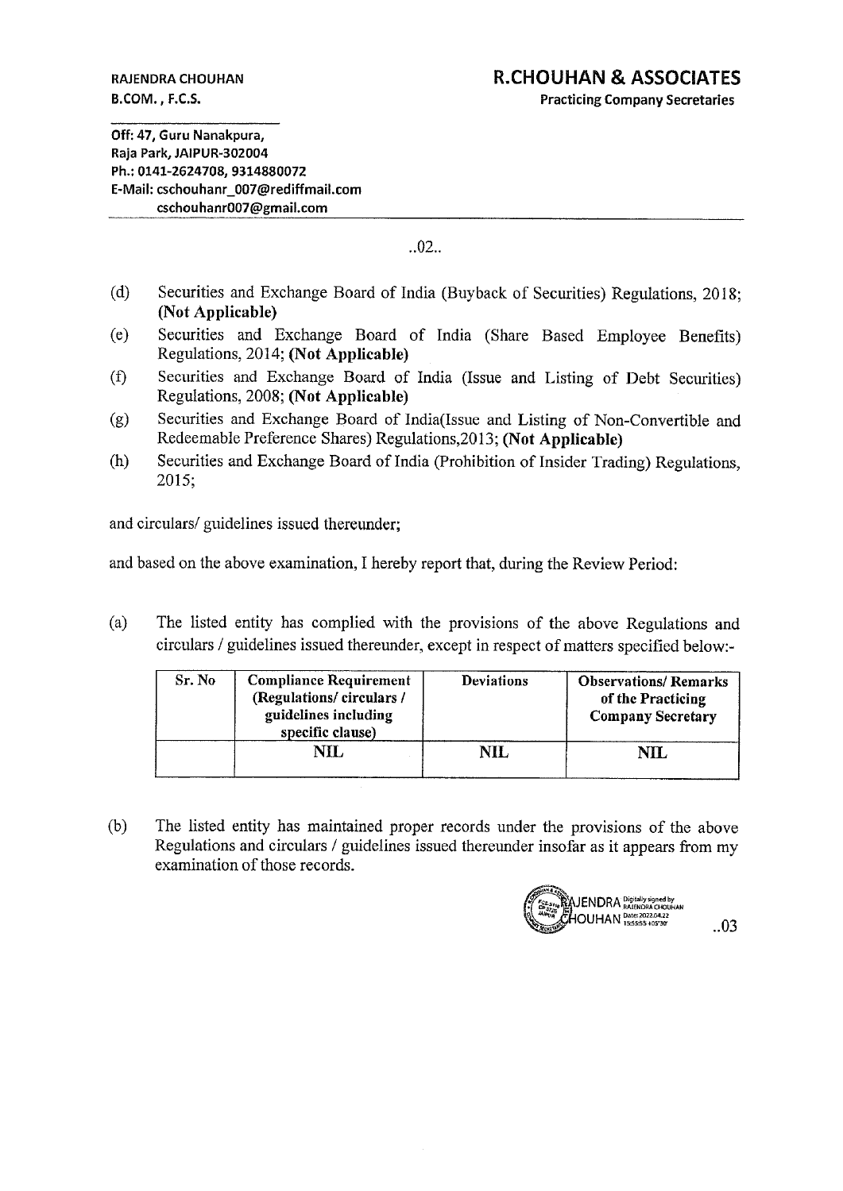RAJENDRA CHOUHAN
B.COM., F.C.S.

**R.CHOUHAN & ASSOCIATES**
Practicing Company Secretaries

Off: 47, Guru Nanakpura,
Raja Park, JAIPUR-302004
Ph.: 0141-2624708, 9314880072
E-Mail: cschouhanr_007@rediffmail.com
cschouhanr007@gmail.com

..02..

(d) Securities and Exchange Board of India (Buyback of Securities) Regulations, 2018; **(Not Applicable)**

(e) Securities and Exchange Board of India (Share Based Employee Benefits) Regulations, 2014; **(Not Applicable)**

(f) Securities and Exchange Board of India (Issue and Listing of Debt Securities) Regulations, 2008; **(Not Applicable)**

(g) Securities and Exchange Board of India(Issue and Listing of Non-Convertible and Redeemable Preference Shares) Regulations,2013; **(Not Applicable)**

(h) Securities and Exchange Board of India (Prohibition of Insider Trading) Regulations, 2015;

and circulars/ guidelines issued thereunder;

and based on the above examination, I hereby report that, during the Review Period:

(a) The listed entity has complied with the provisions of the above Regulations and circulars / guidelines issued thereunder, except in respect of matters specified below:-

| Sr. No | Compliance Requirement (Regulations/ circulars / guidelines including specific clause) | Deviations | Observations/ Remarks of the Practicing Company Secretary |
|---|---|---|---|
| | NIL | NIL | NIL |

(b) The listed entity has maintained proper records under the provisions of the above Regulations and circulars / guidelines issued thereunder insofar as it appears from my examination of those records.

RAJENDRA CHOUHAN Digitally signed by RAJENDRA CHOUHAN Date: 2022.04.22 15:55:55 +05'30'

..03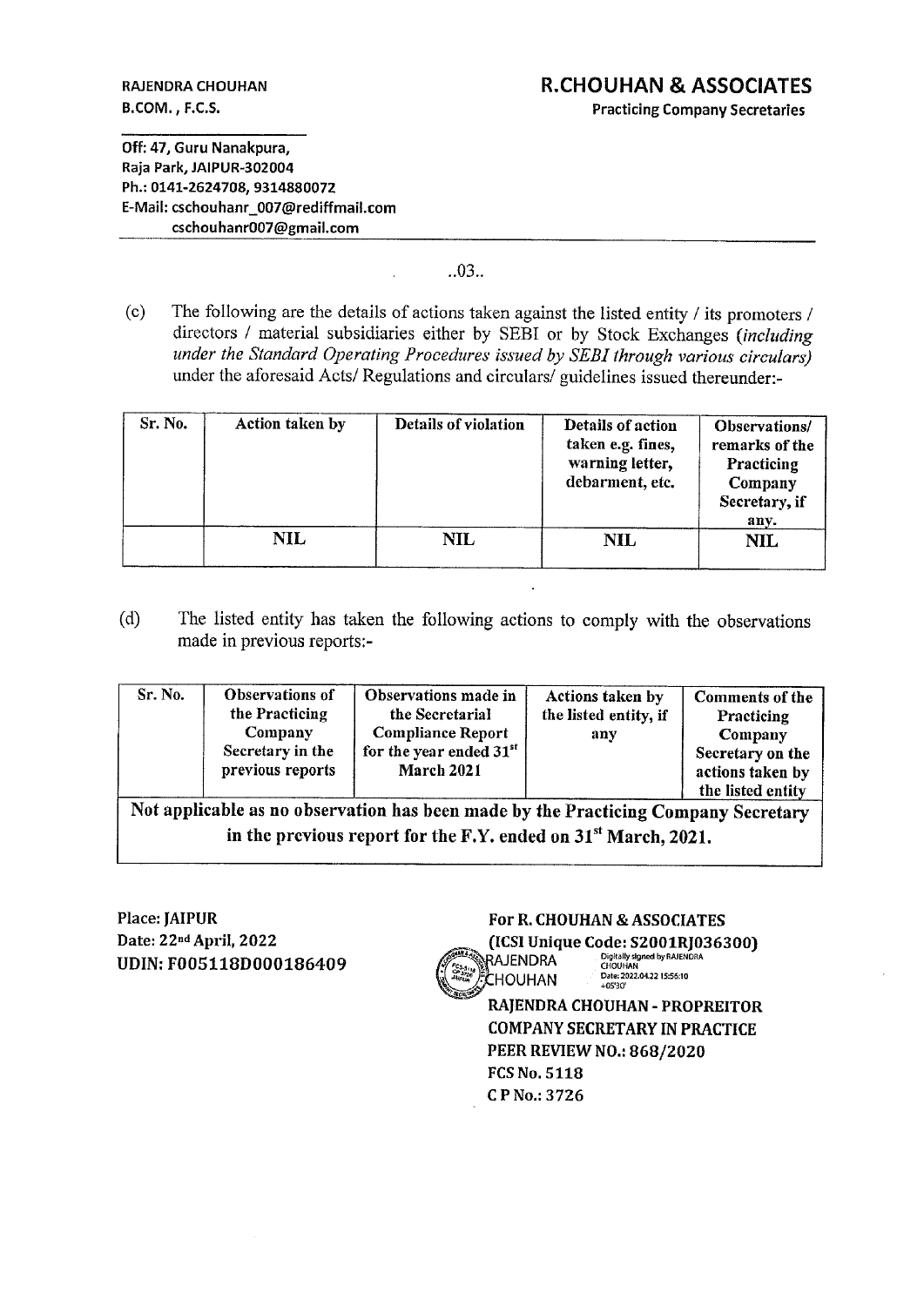RAJENDRA CHOUHAN
B.COM., F.C.S.

**R.CHOUHAN & ASSOCIATES**
Practicing Company Secretaries

Off: 47, Guru Nanakpura,
Raja Park, JAIPUR-302004
Ph.: 0141-2624708, 9314880072
E-Mail: cschouhanr_007@rediffmail.com
cschouhanr007@gmail.com

..03..

(c) The following are the details of actions taken against the listed entity / its promoters / directors / material subsidiaries either by SEBI or by Stock Exchanges *(including under the Standard Operating Procedures issued by SEBI through various circulars)* under the aforesaid Acts/ Regulations and circulars/ guidelines issued thereunder:-

| Sr. No. | Action taken by | Details of violation | Details of action taken e.g. fines, warning letter, debarment, etc. | Observations/ remarks of the Practicing Company Secretary, if any. |
|---|---|---|---|---|
| | NIL | NIL | NIL | NIL |

(d) The listed entity has taken the following actions to comply with the observations made in previous reports:-

| Sr. No. | Observations of the Practicing Company Secretary in the previous reports | Observations made in the Secretarial Compliance Report for the year ended 31st March 2021 | Actions taken by the listed entity, if any | Comments of the Practicing Company Secretary on the actions taken by the listed entity |
|---|---|---|---|---|
| **Not applicable as no observation has been made by the Practicing Company Secretary in the previous report for the F.Y. ended on 31st March, 2021.** | | | | |

Place: JAIPUR
Date: 22nd April, 2022
**UDIN: F005118D000186409**

**For R. CHOUHAN & ASSOCIATES**
**(ICSI Unique Code: S2001RJ036300)**

RAJENDRA CHOUHAN
Digitally signed by RAJENDRA CHOUHAN
Date: 2022.04.22 15:56:10 +05'30'

**RAJENDRA CHOUHAN - PROPREITOR**
**COMPANY SECRETARY IN PRACTICE**
**PEER REVIEW NO.: 868/2020**
**FCS No. 5118**
**C P No.: 3726**